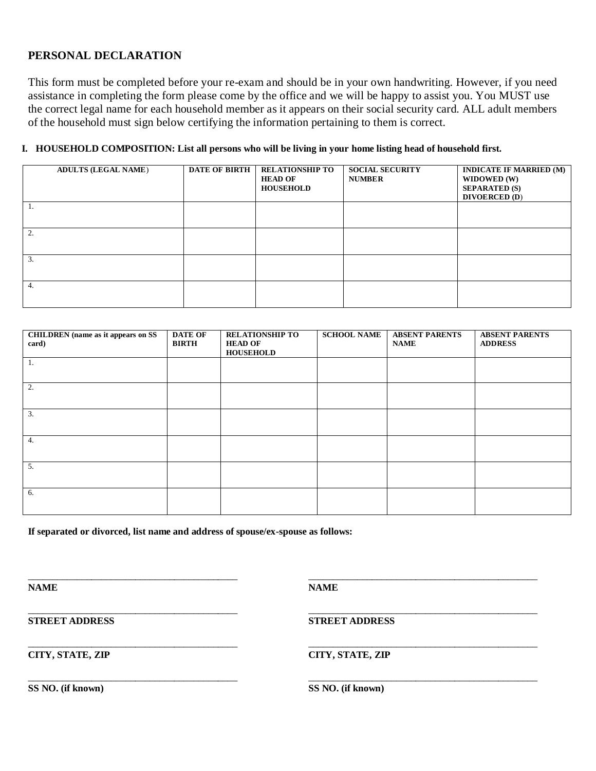## PERSONAL DECLARATION

This form must be completed before your re-exam and should be in your own handwriting. However, if you need assistance in completing the form please come by the office and we will be happy to assist you. You MUST use the correct legal name for each household member as it appears on their social security card. ALL adult members of the household must sign below certifying the information pertaining to them is correct.

**I. HOUSEHOLD COMPOSITION: List all persons who will be living in your home listing head of household first.**

| ADULTS (LEGAL NAME) | DATE OF BIRTH | RELATIONSHIP TO HEAD OF HOUSEHOLD | SOCIAL SECURITY NUMBER | INDICATE IF MARRIED (M) WIDOWED (W) SEPARATED (S) DIVOERCED (D) |
|---|---|---|---|---|
| 1. | | | | |
| 2. | | | | |
| 3. | | | | |
| 4. | | | | |

| CHILDREN (name as it appears on SS card) | DATE OF BIRTH | RELATIONSHIP TO HEAD OF HOUSEHOLD | SCHOOL NAME | ABSENT PARENTS NAME | ABSENT PARENTS ADDRESS |
|---|---|---|---|---|---|
| 1. | | | | | |
| 2. | | | | | |
| 3. | | | | | |
| 4. | | | | | |
| 5. | | | | | |
| 6. | | | | | |

**If separated or divorced, list name and address of spouse/ex-spouse as follows:**

___________________________________________
**NAME**

___________________________________________
**STREET ADDRESS**

___________________________________________
**CITY, STATE, ZIP**

___________________________________________
**SS NO. (if known)**

___________________________________________
**NAME**

___________________________________________
**STREET ADDRESS**

___________________________________________
**CITY, STATE, ZIP**

___________________________________________
**SS NO. (if known)**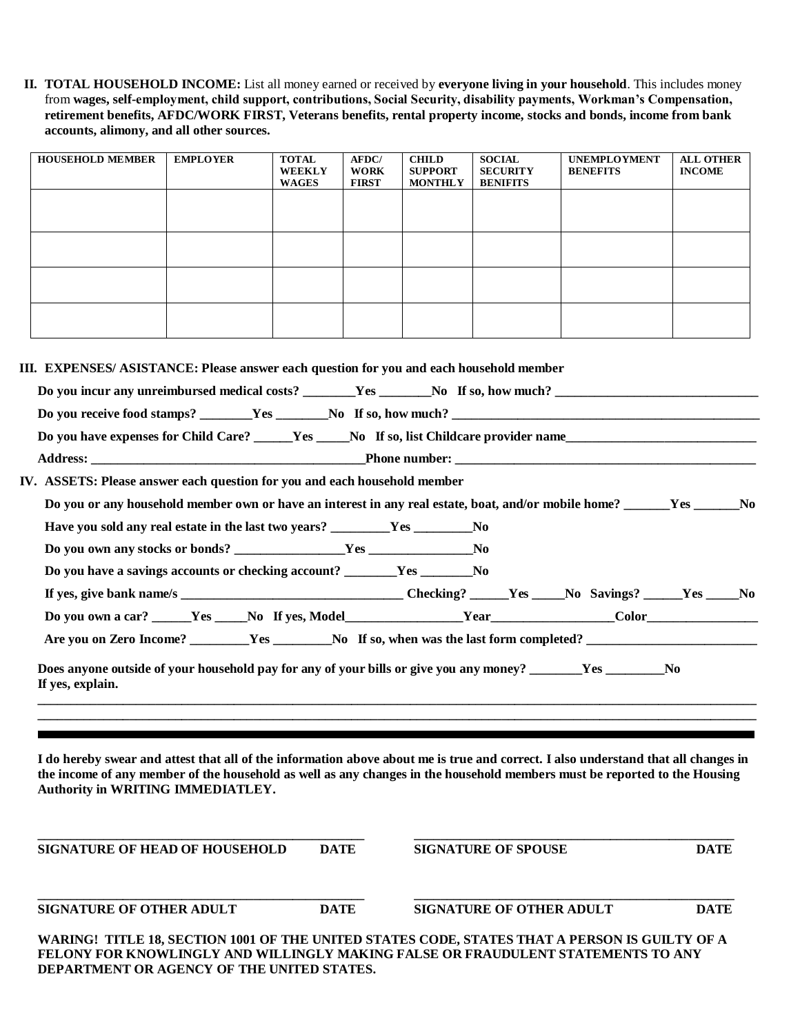**II. TOTAL HOUSEHOLD INCOME:** List all money earned or received by **everyone living in your household**. This includes money from **wages, self-employment, child support, contributions, Social Security, disability payments, Workman's Compensation, retirement benefits, AFDC/WORK FIRST, Veterans benefits, rental property income, stocks and bonds, income from bank accounts, alimony, and all other sources.**

| HOUSEHOLD MEMBER | EMPLOYER | TOTAL WEEKLY WAGES | AFDC/ WORK FIRST | CHILD SUPPORT MONTHLY | SOCIAL SECURITY BENIFITS | UNEMPLOYMENT BENEFITS | ALL OTHER INCOME |
|---|---|---|---|---|---|---|---|
| | | | | | | | |
| | | | | | | | |
| | | | | | | | |
| | | | | | | | |

**III. EXPENSES/ ASISTANCE: Please answer each question for you and each household member**

**Do you incur any unreimbursed medical costs? ________Yes ________No If so, how much? _______________________________**

**Do you receive food stamps? ________Yes ________No If so, how much? _________________________________________________**

**Do you have expenses for Child Care? ______Yes _____No If so, list Childcare provider name_____________________________**

**Address: __________________________________________Phone number: _______________________________________________**

**IV. ASSETS: Please answer each question for you and each household member**

**Do you or any household member own or have an interest in any real estate, boat, and/or mobile home? _______Yes _______No**

**Have you sold any real estate in the last two years? _________Yes _________No**

**Do you own any stocks or bonds? _________________Yes ________________No**

**Do you have a savings accounts or checking account? ________Yes ________No**

**If yes, give bank name/s __________________________________ Checking? ______Yes _____No Savings? ______Yes _____No**

**Do you own a car? ______Yes _____No If yes, Model__________________Year__________________Color_________________**

**Are you on Zero Income? _________Yes _________No If so, when was the last form completed? __________________________**

**Does anyone outside of your household pay for any of your bills or give you any money? ________Yes _________No**
**If yes, explain.**

_____________________________________________________________________________________________________________

_____________________________________________________________________________________________________________

**I do hereby swear and attest that all of the information above about me is true and correct. I also understand that all changes in the income of any member of the household as well as any changes in the household members must be reported to the Housing Authority in WRITING IMMEDIATLEY.**

**SIGNATURE OF HEAD OF HOUSEHOLD DATE**

**SIGNATURE OF SPOUSE DATE**

**SIGNATURE OF OTHER ADULT DATE**

**SIGNATURE OF OTHER ADULT DATE**

**WARING! TITLE 18, SECTION 1001 OF THE UNITED STATES CODE, STATES THAT A PERSON IS GUILTY OF A FELONY FOR KNOWLINGLY AND WILLINGLY MAKING FALSE OR FRAUDULENT STATEMENTS TO ANY DEPARTMENT OR AGENCY OF THE UNITED STATES.**